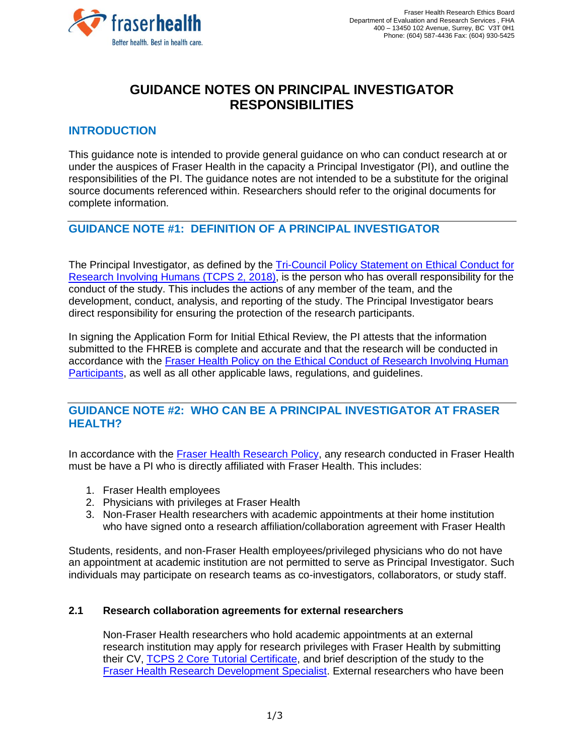Fraser Health Research Ethics Board
Department of Evaluation and Research Services , FHA
400 – 13450 102 Avenue, Surrey, BC V3T 0H1
Phone: (604) 587-4436 Fax: (604) 930-5425

# GUIDANCE NOTES ON PRINCIPAL INVESTIGATOR RESPONSIBILITIES

## INTRODUCTION

This guidance note is intended to provide general guidance on who can conduct research at or under the auspices of Fraser Health in the capacity a Principal Investigator (PI), and outline the responsibilities of the PI. The guidance notes are not intended to be a substitute for the original source documents referenced within. Researchers should refer to the original documents for complete information.

## GUIDANCE NOTE #1: DEFINITION OF A PRINCIPAL INVESTIGATOR

The Principal Investigator, as defined by the Tri-Council Policy Statement on Ethical Conduct for Research Involving Humans (TCPS 2, 2018), is the person who has overall responsibility for the conduct of the study. This includes the actions of any member of the team, and the development, conduct, analysis, and reporting of the study. The Principal Investigator bears direct responsibility for ensuring the protection of the research participants.

In signing the Application Form for Initial Ethical Review, the PI attests that the information submitted to the FHREB is complete and accurate and that the research will be conducted in accordance with the Fraser Health Policy on the Ethical Conduct of Research Involving Human Participants, as well as all other applicable laws, regulations, and guidelines.

## GUIDANCE NOTE #2: WHO CAN BE A PRINCIPAL INVESTIGATOR AT FRASER HEALTH?

In accordance with the Fraser Health Research Policy, any research conducted in Fraser Health must be have a PI who is directly affiliated with Fraser Health. This includes:

1. Fraser Health employees
2. Physicians with privileges at Fraser Health
3. Non-Fraser Health researchers with academic appointments at their home institution who have signed onto a research affiliation/collaboration agreement with Fraser Health

Students, residents, and non-Fraser Health employees/privileged physicians who do not have an appointment at academic institution are not permitted to serve as Principal Investigator. Such individuals may participate on research teams as co-investigators, collaborators, or study staff.

### 2.1 Research collaboration agreements for external researchers

Non-Fraser Health researchers who hold academic appointments at an external research institution may apply for research privileges with Fraser Health by submitting their CV, TCPS 2 Core Tutorial Certificate, and brief description of the study to the Fraser Health Research Development Specialist. External researchers who have been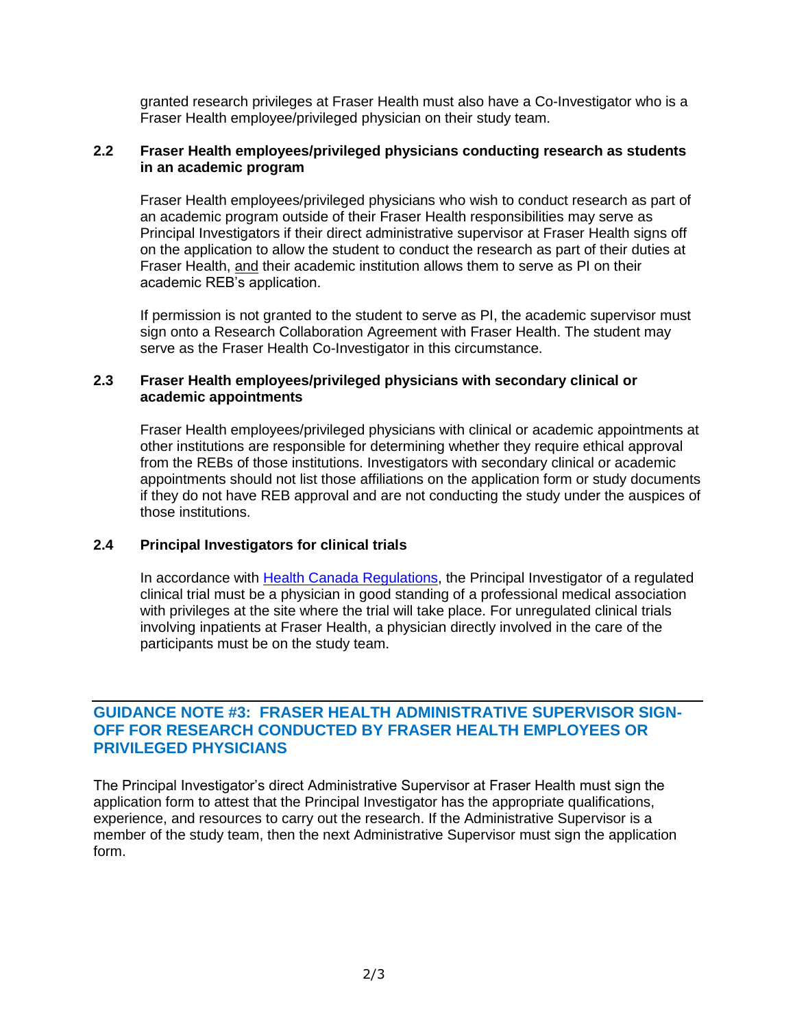granted research privileges at Fraser Health must also have a Co-Investigator who is a Fraser Health employee/privileged physician on their study team.

### 2.2 Fraser Health employees/privileged physicians conducting research as students in an academic program

Fraser Health employees/privileged physicians who wish to conduct research as part of an academic program outside of their Fraser Health responsibilities may serve as Principal Investigators if their direct administrative supervisor at Fraser Health signs off on the application to allow the student to conduct the research as part of their duties at Fraser Health, and their academic institution allows them to serve as PI on their academic REB's application.

If permission is not granted to the student to serve as PI, the academic supervisor must sign onto a Research Collaboration Agreement with Fraser Health. The student may serve as the Fraser Health Co-Investigator in this circumstance.

### 2.3 Fraser Health employees/privileged physicians with secondary clinical or academic appointments

Fraser Health employees/privileged physicians with clinical or academic appointments at other institutions are responsible for determining whether they require ethical approval from the REBs of those institutions. Investigators with secondary clinical or academic appointments should not list those affiliations on the application form or study documents if they do not have REB approval and are not conducting the study under the auspices of those institutions.

### 2.4 Principal Investigators for clinical trials

In accordance with Health Canada Regulations, the Principal Investigator of a regulated clinical trial must be a physician in good standing of a professional medical association with privileges at the site where the trial will take place. For unregulated clinical trials involving inpatients at Fraser Health, a physician directly involved in the care of the participants must be on the study team.

## GUIDANCE NOTE #3: FRASER HEALTH ADMINISTRATIVE SUPERVISOR SIGN-OFF FOR RESEARCH CONDUCTED BY FRASER HEALTH EMPLOYEES OR PRIVILEGED PHYSICIANS

The Principal Investigator's direct Administrative Supervisor at Fraser Health must sign the application form to attest that the Principal Investigator has the appropriate qualifications, experience, and resources to carry out the research. If the Administrative Supervisor is a member of the study team, then the next Administrative Supervisor must sign the application form.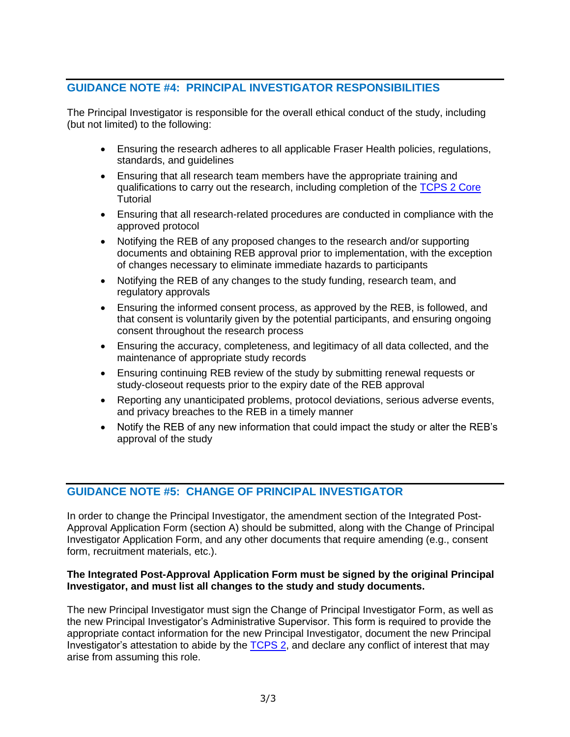## GUIDANCE NOTE #4: PRINCIPAL INVESTIGATOR RESPONSIBILITIES

The Principal Investigator is responsible for the overall ethical conduct of the study, including (but not limited) to the following:

- Ensuring the research adheres to all applicable Fraser Health policies, regulations, standards, and guidelines
- Ensuring that all research team members have the appropriate training and qualifications to carry out the research, including completion of the TCPS 2 Core Tutorial
- Ensuring that all research-related procedures are conducted in compliance with the approved protocol
- Notifying the REB of any proposed changes to the research and/or supporting documents and obtaining REB approval prior to implementation, with the exception of changes necessary to eliminate immediate hazards to participants
- Notifying the REB of any changes to the study funding, research team, and regulatory approvals
- Ensuring the informed consent process, as approved by the REB, is followed, and that consent is voluntarily given by the potential participants, and ensuring ongoing consent throughout the research process
- Ensuring the accuracy, completeness, and legitimacy of all data collected, and the maintenance of appropriate study records
- Ensuring continuing REB review of the study by submitting renewal requests or study-closeout requests prior to the expiry date of the REB approval
- Reporting any unanticipated problems, protocol deviations, serious adverse events, and privacy breaches to the REB in a timely manner
- Notify the REB of any new information that could impact the study or alter the REB's approval of the study

## GUIDANCE NOTE #5: CHANGE OF PRINCIPAL INVESTIGATOR

In order to change the Principal Investigator, the amendment section of the Integrated Post-Approval Application Form (section A) should be submitted, along with the Change of Principal Investigator Application Form, and any other documents that require amending (e.g., consent form, recruitment materials, etc.).

**The Integrated Post-Approval Application Form must be signed by the original Principal Investigator, and must list all changes to the study and study documents.**

The new Principal Investigator must sign the Change of Principal Investigator Form, as well as the new Principal Investigator's Administrative Supervisor. This form is required to provide the appropriate contact information for the new Principal Investigator, document the new Principal Investigator's attestation to abide by the TCPS 2, and declare any conflict of interest that may arise from assuming this role.